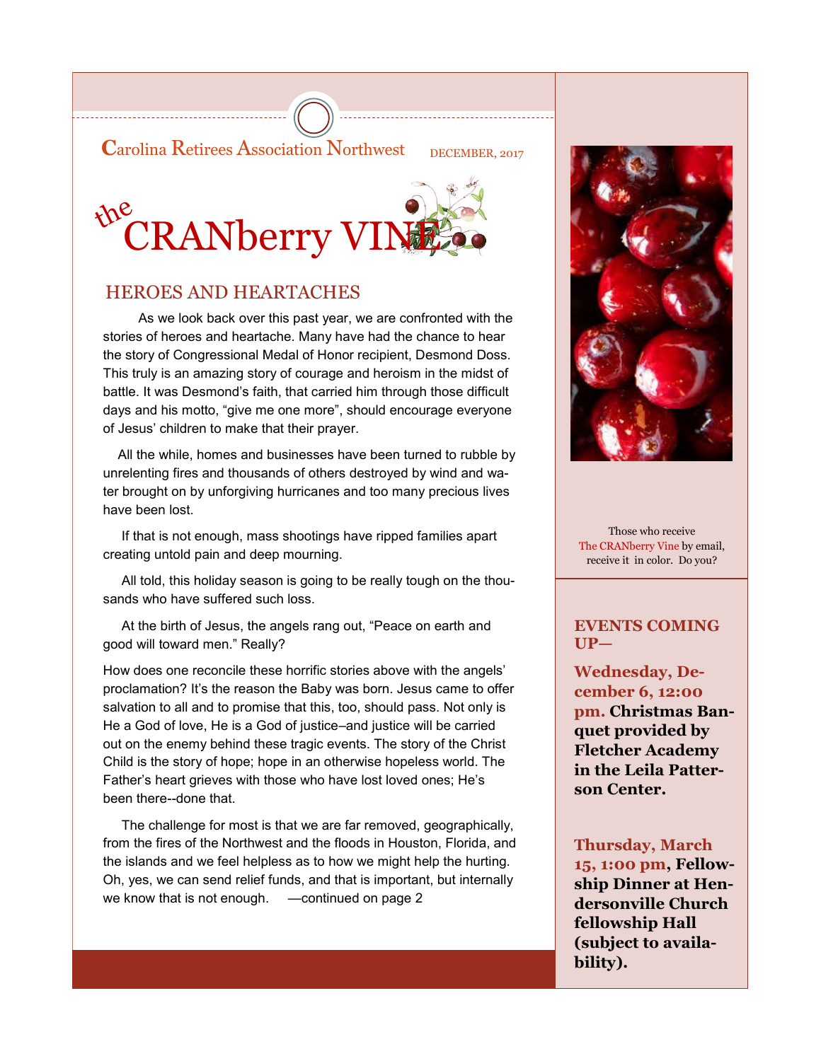Carolina Retirees Association Northwest

DECEMBER, 2017

# the CRANberry VINE

## HEROES AND HEARTACHES

As we look back over this past year, we are confronted with the stories of heroes and heartache. Many have had the chance to hear the story of Congressional Medal of Honor recipient, Desmond Doss. This truly is an amazing story of courage and heroism in the midst of battle. It was Desmond's faith, that carried him through those difficult days and his motto, "give me one more", should encourage everyone of Jesus' children to make that their prayer.

All the while, homes and businesses have been turned to rubble by unrelenting fires and thousands of others destroyed by wind and water brought on by unforgiving hurricanes and too many precious lives have been lost.

If that is not enough, mass shootings have ripped families apart creating untold pain and deep mourning.

All told, this holiday season is going to be really tough on the thousands who have suffered such loss.

At the birth of Jesus, the angels rang out, "Peace on earth and good will toward men." Really?

How does one reconcile these horrific stories above with the angels' proclamation? It's the reason the Baby was born. Jesus came to offer salvation to all and to promise that this, too, should pass. Not only is He a God of love, He is a God of justice–and justice will be carried out on the enemy behind these tragic events. The story of the Christ Child is the story of hope; hope in an otherwise hopeless world. The Father's heart grieves with those who have lost loved ones; He's been there--done that.

The challenge for most is that we are far removed, geographically, from the fires of the Northwest and the floods in Houston, Florida, and the islands and we feel helpless as to how we might help the hurting. Oh, yes, we can send relief funds, and that is important, but internally we know that is not enough. —continued on page 2

Those who receive The CRANberry Vine by email, receive it in color. Do you?

### EVENTS COMING UP—

**Wednesday, December 6, 12:00 pm. Christmas Banquet provided by Fletcher Academy in the Leila Patterson Center.**

**Thursday, March 15, 1:00 pm, Fellowship Dinner at Hendersonville Church fellowship Hall (subject to availability).**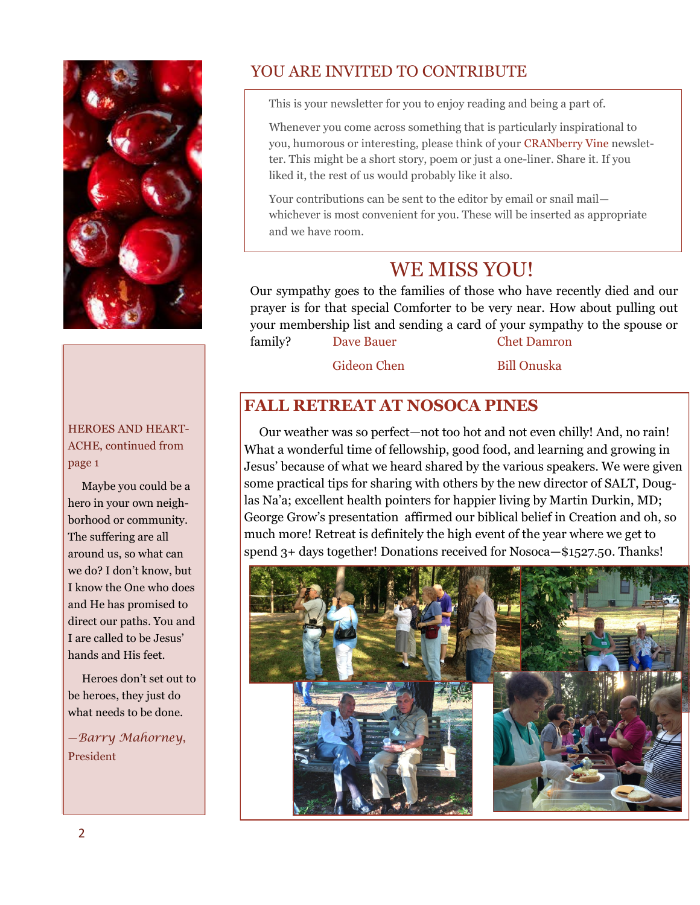## YOU ARE INVITED TO CONTRIBUTE

This is your newsletter for you to enjoy reading and being a part of.

Whenever you come across something that is particularly inspirational to you, humorous or interesting, please think of your CRANberry Vine newsletter. This might be a short story, poem or just a one-liner. Share it. If you liked it, the rest of us would probably like it also.

Your contributions can be sent to the editor by email or snail mail—whichever is most convenient for you. These will be inserted as appropriate and we have room.

## WE MISS YOU!

Our sympathy goes to the families of those who have recently died and our prayer is for that special Comforter to be very near. How about pulling out your membership list and sending a card of your sympathy to the spouse or family?

- Dave Bauer
- Chet Damron
- Gideon Chen
- Bill Onuska

## FALL RETREAT AT NOSOCA PINES

Our weather was so perfect—not too hot and not even chilly! And, no rain! What a wonderful time of fellowship, good food, and learning and growing in Jesus' because of what we heard shared by the various speakers. We were given some practical tips for sharing with others by the new director of SALT, Douglas Na'a; excellent health pointers for happier living by Martin Durkin, MD; George Grow's presentation affirmed our biblical belief in Creation and oh, so much more! Retreat is definitely the high event of the year where we get to spend 3+ days together! Donations received for Nosoca—$1527.50. Thanks!

HEROES AND HEARTACHE, continued from page 1

Maybe you could be a hero in your own neighborhood or community. The suffering are all around us, so what can we do? I don't know, but I know the One who does and He has promised to direct our paths. You and I are called to be Jesus' hands and His feet.

Heroes don't set out to be heroes, they just do what needs to be done.

*—Barry Mahorney,* President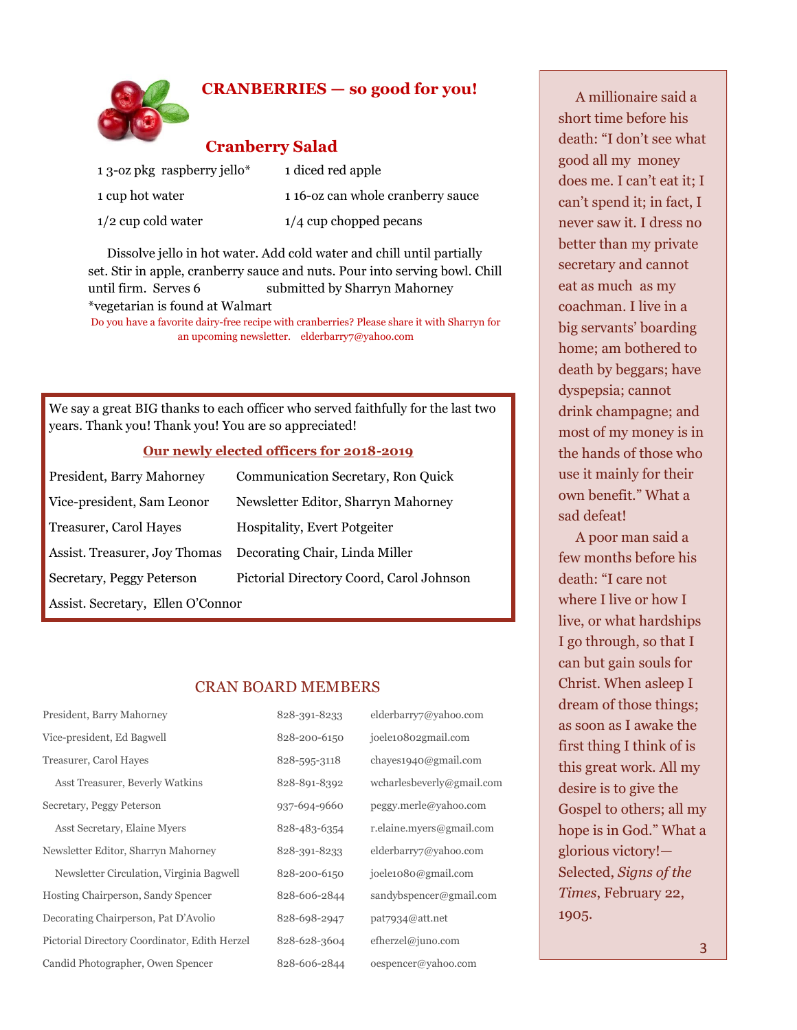## CRANBERRIES — so good for you!

### Cranberry Salad

| | |
|---|---|
| 1 3-oz pkg raspberry jello* | 1 diced red apple |
| 1 cup hot water | 1 16-oz can whole cranberry sauce |
| 1/2 cup cold water | 1/4 cup chopped pecans |

Dissolve jello in hot water. Add cold water and chill until partially set. Stir in apple, cranberry sauce and nuts. Pour into serving bowl. Chill until firm. Serves 6 submitted by Sharryn Mahorney

*vegetarian is found at Walmart

Do you have a favorite dairy-free recipe with cranberries? Please share it with Sharryn for an upcoming newsletter. elderbarry7@yahoo.com

We say a great BIG thanks to each officer who served faithfully for the last two years. Thank you! Thank you! You are so appreciated!

**Our newly elected officers for 2018-2019**

| | |
|---|---|
| President, Barry Mahorney | Communication Secretary, Ron Quick |
| Vice-president, Sam Leonor | Newsletter Editor, Sharryn Mahorney |
| Treasurer, Carol Hayes | Hospitality, Evert Potgeiter |
| Assist. Treasurer, Joy Thomas | Decorating Chair, Linda Miller |
| Secretary, Peggy Peterson | Pictorial Directory Coord, Carol Johnson |
| Assist. Secretary, Ellen O'Connor | |

## CRAN BOARD MEMBERS

| | | |
|---|---|---|
| President, Barry Mahorney | 828-391-8233 | elderbarry7@yahoo.com |
| Vice-president, Ed Bagwell | 828-200-6150 | joele10802gmail.com |
| Treasurer, Carol Hayes | 828-595-3118 | chayes1940@gmail.com |
| Asst Treasurer, Beverly Watkins | 828-891-8392 | wcharlesbeverly@gmail.com |
| Secretary, Peggy Peterson | 937-694-9660 | peggy.merle@yahoo.com |
| Asst Secretary, Elaine Myers | 828-483-6354 | r.elaine.myers@gmail.com |
| Newsletter Editor, Sharryn Mahorney | 828-391-8233 | elderbarry7@yahoo.com |
| Newsletter Circulation, Virginia Bagwell | 828-200-6150 | joele1080@gmail.com |
| Hosting Chairperson, Sandy Spencer | 828-606-2844 | sandybspencer@gmail.com |
| Decorating Chairperson, Pat D'Avolio | 828-698-2947 | pat7934@att.net |
| Pictorial Directory Coordinator, Edith Herzel | 828-628-3604 | efherzel@juno.com |
| Candid Photographer, Owen Spencer | 828-606-2844 | oespencer@yahoo.com |

A millionaire said a short time before his death: "I don't see what good all my money does me. I can't eat it; I can't spend it; in fact, I never saw it. I dress no better than my private secretary and cannot eat as much as my coachman. I live in a big servants' boarding home; am bothered to death by beggars; have dyspepsia; cannot drink champagne; and most of my money is in the hands of those who use it mainly for their own benefit." What a sad defeat!

A poor man said a few months before his death: "I care not where I live or how I live, or what hardships I go through, so that I can but gain souls for Christ. When asleep I dream of those things; as soon as I awake the first thing I think of is this great work. All my desire is to give the Gospel to others; all my hope is in God." What a glorious victory!—Selected, *Signs of the Times*, February 22, 1905.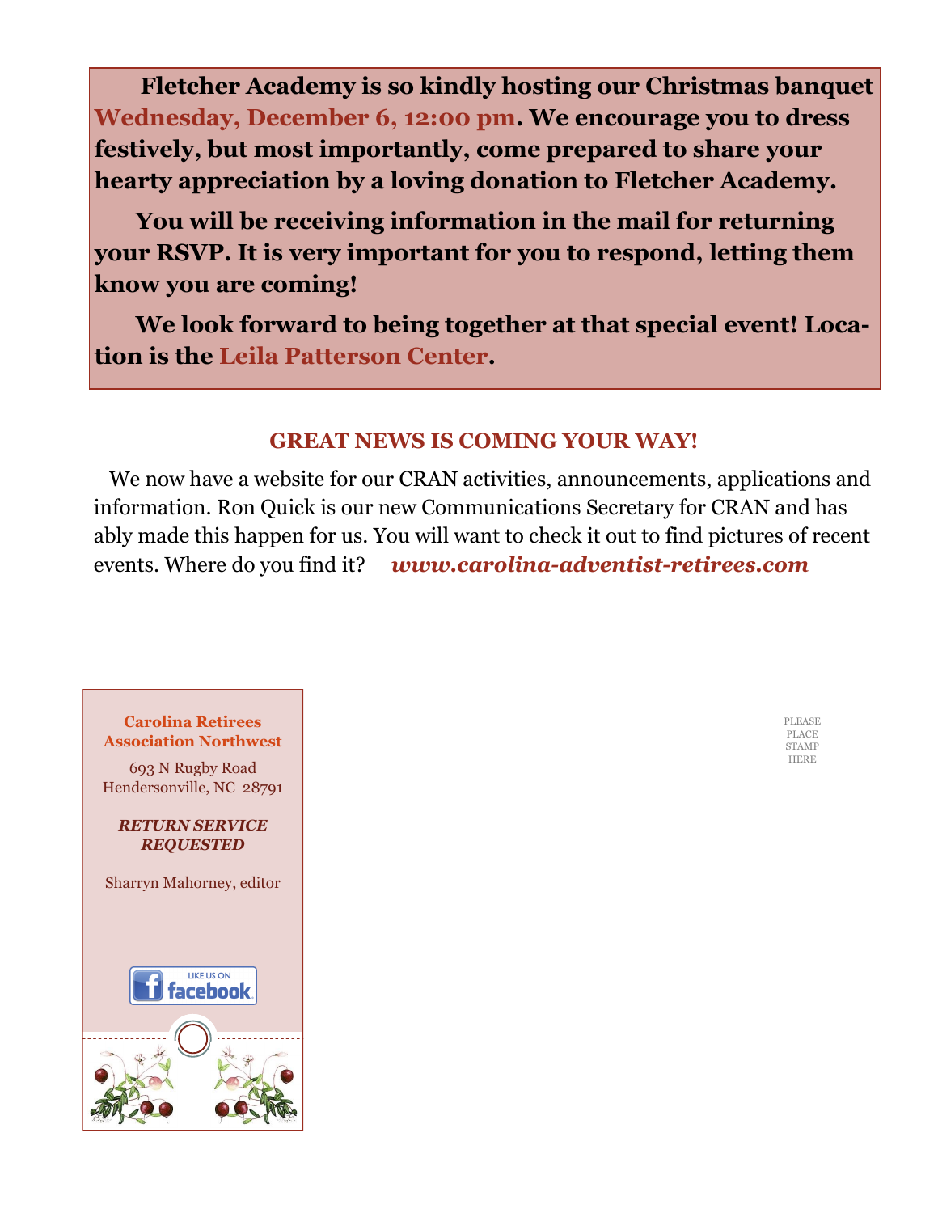**Fletcher Academy is so kindly hosting our Christmas banquet Wednesday, December 6, 12:00 pm. We encourage you to dress festively, but most importantly, come prepared to share your hearty appreciation by a loving donation to Fletcher Academy.**

**You will be receiving information in the mail for returning your RSVP. It is very important for you to respond, letting them know you are coming!**

**We look forward to being together at that special event! Location is the Leila Patterson Center.**

## GREAT NEWS IS COMING YOUR WAY!

We now have a website for our CRAN activities, announcements, applications and information. Ron Quick is our new Communications Secretary for CRAN and has ably made this happen for us. You will want to check it out to find pictures of recent events. Where do you find it? ***www.carolina-adventist-retirees.com***

**Carolina Retirees Association Northwest**

693 N Rugby Road
Hendersonville, NC 28791

***RETURN SERVICE REQUESTED***

Sharryn Mahorney, editor

LIKE US ON facebook

PLEASE PLACE STAMP HERE